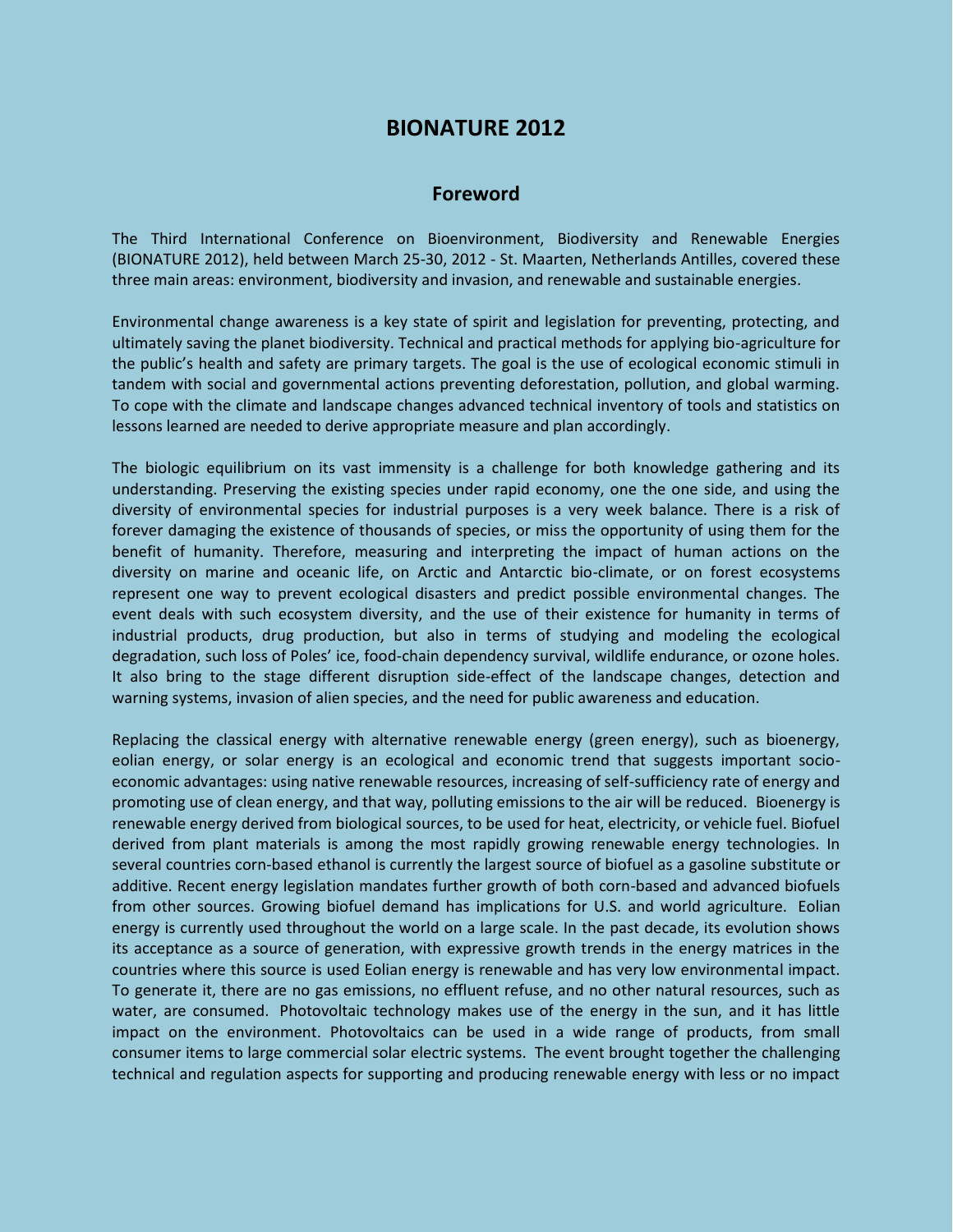# BIONATURE 2012

## Foreword

The Third International Conference on Bioenvironment, Biodiversity and Renewable Energies (BIONATURE 2012), held between March 25-30, 2012 - St. Maarten, Netherlands Antilles, covered these three main areas: environment, biodiversity and invasion, and renewable and sustainable energies.

Environmental change awareness is a key state of spirit and legislation for preventing, protecting, and ultimately saving the planet biodiversity. Technical and practical methods for applying bio-agriculture for the public's health and safety are primary targets. The goal is the use of ecological economic stimuli in tandem with social and governmental actions preventing deforestation, pollution, and global warming. To cope with the climate and landscape changes advanced technical inventory of tools and statistics on lessons learned are needed to derive appropriate measure and plan accordingly.

The biologic equilibrium on its vast immensity is a challenge for both knowledge gathering and its understanding. Preserving the existing species under rapid economy, one the one side, and using the diversity of environmental species for industrial purposes is a very week balance. There is a risk of forever damaging the existence of thousands of species, or miss the opportunity of using them for the benefit of humanity. Therefore, measuring and interpreting the impact of human actions on the diversity on marine and oceanic life, on Arctic and Antarctic bio-climate, or on forest ecosystems represent one way to prevent ecological disasters and predict possible environmental changes. The event deals with such ecosystem diversity, and the use of their existence for humanity in terms of industrial products, drug production, but also in terms of studying and modeling the ecological degradation, such loss of Poles' ice, food-chain dependency survival, wildlife endurance, or ozone holes. It also bring to the stage different disruption side-effect of the landscape changes, detection and warning systems, invasion of alien species, and the need for public awareness and education.

Replacing the classical energy with alternative renewable energy (green energy), such as bioenergy, eolian energy, or solar energy is an ecological and economic trend that suggests important socio-economic advantages: using native renewable resources, increasing of self-sufficiency rate of energy and promoting use of clean energy, and that way, polluting emissions to the air will be reduced. Bioenergy is renewable energy derived from biological sources, to be used for heat, electricity, or vehicle fuel. Biofuel derived from plant materials is among the most rapidly growing renewable energy technologies. In several countries corn-based ethanol is currently the largest source of biofuel as a gasoline substitute or additive. Recent energy legislation mandates further growth of both corn-based and advanced biofuels from other sources. Growing biofuel demand has implications for U.S. and world agriculture. Eolian energy is currently used throughout the world on a large scale. In the past decade, its evolution shows its acceptance as a source of generation, with expressive growth trends in the energy matrices in the countries where this source is used Eolian energy is renewable and has very low environmental impact. To generate it, there are no gas emissions, no effluent refuse, and no other natural resources, such as water, are consumed. Photovoltaic technology makes use of the energy in the sun, and it has little impact on the environment. Photovoltaics can be used in a wide range of products, from small consumer items to large commercial solar electric systems. The event brought together the challenging technical and regulation aspects for supporting and producing renewable energy with less or no impact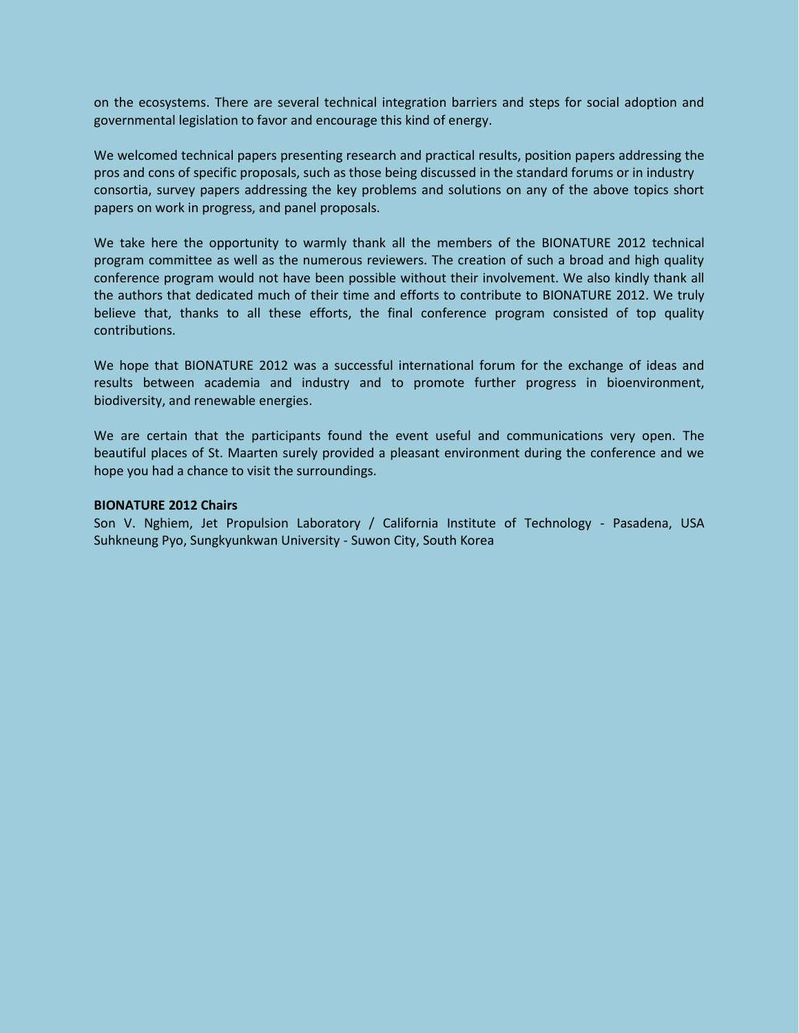on the ecosystems. There are several technical integration barriers and steps for social adoption and governmental legislation to favor and encourage this kind of energy.

We welcomed technical papers presenting research and practical results, position papers addressing the pros and cons of specific proposals, such as those being discussed in the standard forums or in industry consortia, survey papers addressing the key problems and solutions on any of the above topics short papers on work in progress, and panel proposals.

We take here the opportunity to warmly thank all the members of the BIONATURE 2012 technical program committee as well as the numerous reviewers. The creation of such a broad and high quality conference program would not have been possible without their involvement. We also kindly thank all the authors that dedicated much of their time and efforts to contribute to BIONATURE 2012. We truly believe that, thanks to all these efforts, the final conference program consisted of top quality contributions.

We hope that BIONATURE 2012 was a successful international forum for the exchange of ideas and results between academia and industry and to promote further progress in bioenvironment, biodiversity, and renewable energies.

We are certain that the participants found the event useful and communications very open. The beautiful places of St. Maarten surely provided a pleasant environment during the conference and we hope you had a chance to visit the surroundings.

**BIONATURE 2012 Chairs**

Son V. Nghiem, Jet Propulsion Laboratory / California Institute of Technology - Pasadena, USA
Suhkneung Pyo, Sungkyunkwan University - Suwon City, South Korea